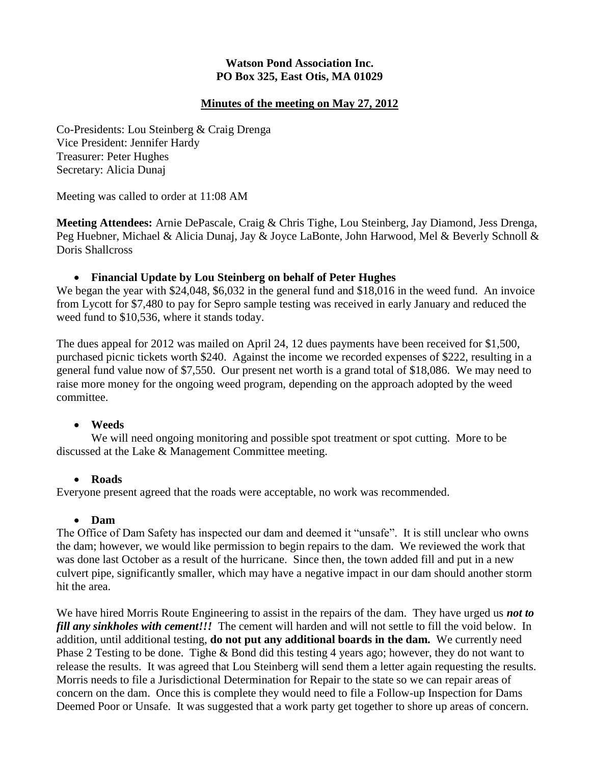**Watson Pond Association Inc.**
**PO Box 325, East Otis, MA 01029**

**Minutes of the meeting on May 27, 2012**

Co-Presidents: Lou Steinberg & Craig Drenga
Vice President: Jennifer Hardy
Treasurer: Peter Hughes
Secretary: Alicia Dunaj

Meeting was called to order at 11:08 AM

**Meeting Attendees:** Arnie DePascale, Craig & Chris Tighe, Lou Steinberg, Jay Diamond, Jess Drenga, Peg Huebner, Michael & Alicia Dunaj, Jay & Joyce LaBonte, John Harwood, Mel & Beverly Schnoll & Doris Shallcross

- **Financial Update by Lou Steinberg on behalf of Peter Hughes**

We began the year with $24,048, $6,032 in the general fund and $18,016 in the weed fund. An invoice from Lycott for $7,480 to pay for Sepro sample testing was received in early January and reduced the weed fund to $10,536, where it stands today.

The dues appeal for 2012 was mailed on April 24, 12 dues payments have been received for $1,500, purchased picnic tickets worth $240. Against the income we recorded expenses of $222, resulting in a general fund value now of $7,550. Our present net worth is a grand total of $18,086. We may need to raise more money for the ongoing weed program, depending on the approach adopted by the weed committee.

- **Weeds**

We will need ongoing monitoring and possible spot treatment or spot cutting. More to be discussed at the Lake & Management Committee meeting.

- **Roads**

Everyone present agreed that the roads were acceptable, no work was recommended.

- **Dam**

The Office of Dam Safety has inspected our dam and deemed it "unsafe". It is still unclear who owns the dam; however, we would like permission to begin repairs to the dam. We reviewed the work that was done last October as a result of the hurricane. Since then, the town added fill and put in a new culvert pipe, significantly smaller, which may have a negative impact in our dam should another storm hit the area.

We have hired Morris Route Engineering to assist in the repairs of the dam. They have urged us ***not to fill any sinkholes with cement!!!*** The cement will harden and will not settle to fill the void below. In addition, until additional testing, **do not put any additional boards in the dam.** We currently need Phase 2 Testing to be done. Tighe & Bond did this testing 4 years ago; however, they do not want to release the results. It was agreed that Lou Steinberg will send them a letter again requesting the results. Morris needs to file a Jurisdictional Determination for Repair to the state so we can repair areas of concern on the dam. Once this is complete they would need to file a Follow-up Inspection for Dams Deemed Poor or Unsafe. It was suggested that a work party get together to shore up areas of concern.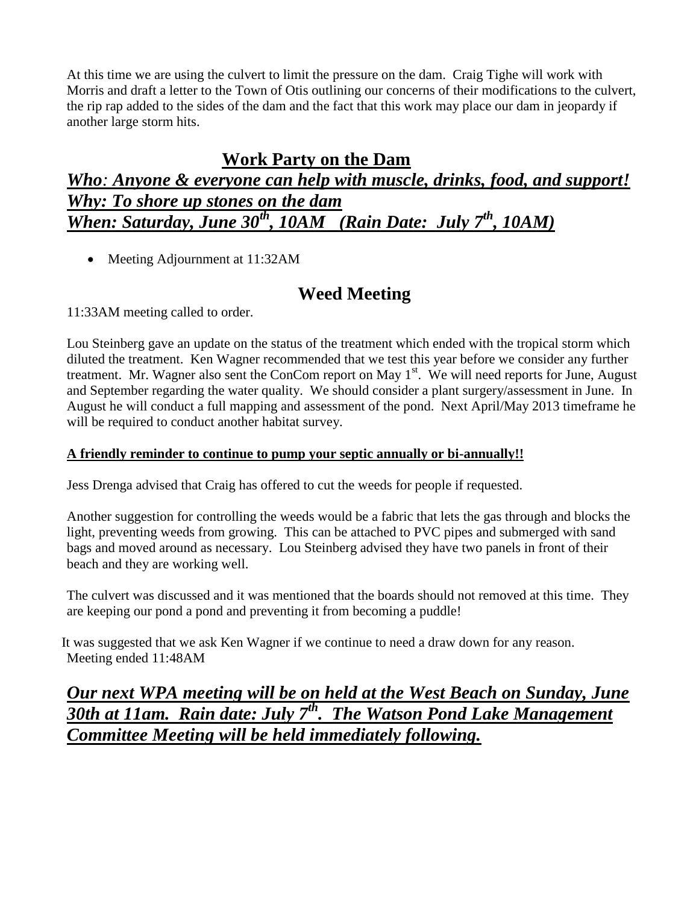At this time we are using the culvert to limit the pressure on the dam. Craig Tighe will work with Morris and draft a letter to the Town of Otis outlining our concerns of their modifications to the culvert, the rip rap added to the sides of the dam and the fact that this work may place our dam in jeopardy if another large storm hits.

## Work Party on the Dam

***Who: Anyone & everyone can help with muscle, drinks, food, and support!***
***Why: To shore up stones on the dam***
***When: Saturday, June 30th, 10AM (Rain Date: July 7th, 10AM)***

- Meeting Adjournment at 11:32AM

## Weed Meeting

11:33AM meeting called to order.

Lou Steinberg gave an update on the status of the treatment which ended with the tropical storm which diluted the treatment. Ken Wagner recommended that we test this year before we consider any further treatment. Mr. Wagner also sent the ConCom report on May 1st. We will need reports for June, August and September regarding the water quality. We should consider a plant surgery/assessment in June. In August he will conduct a full mapping and assessment of the pond. Next April/May 2013 timeframe he will be required to conduct another habitat survey.

**A friendly reminder to continue to pump your septic annually or bi-annually!!**

Jess Drenga advised that Craig has offered to cut the weeds for people if requested.

Another suggestion for controlling the weeds would be a fabric that lets the gas through and blocks the light, preventing weeds from growing. This can be attached to PVC pipes and submerged with sand bags and moved around as necessary. Lou Steinberg advised they have two panels in front of their beach and they are working well.

The culvert was discussed and it was mentioned that the boards should not removed at this time. They are keeping our pond a pond and preventing it from becoming a puddle!

It was suggested that we ask Ken Wagner if we continue to need a draw down for any reason.
Meeting ended 11:48AM

***Our next WPA meeting will be on held at the West Beach on Sunday, June 30th at 11am. Rain date: July 7th. The Watson Pond Lake Management Committee Meeting will be held immediately following.***